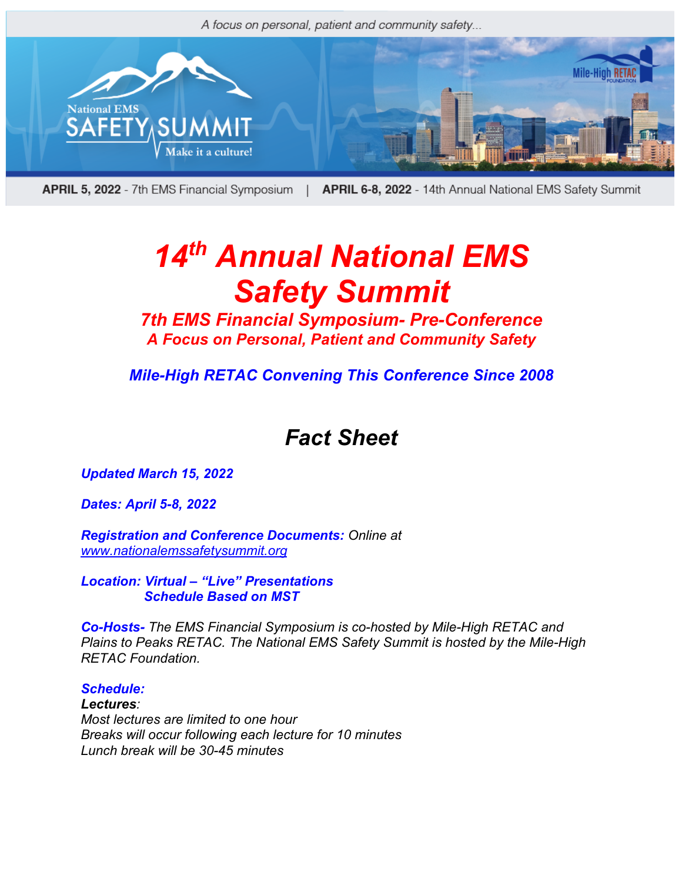A focus on personal, patient and community safety...

National EMS SAFETY SUMMIT Make it a culture!

Mile-High RETAC FOUNDATION

**APRIL 5, 2022** - 7th EMS Financial Symposium | **APRIL 6-8, 2022** - 14th Annual National EMS Safety Summit

# *14th Annual National EMS Safety Summit*

### *7th EMS Financial Symposium- Pre-Conference*
### *A Focus on Personal, Patient and Community Safety*

***Mile-High RETAC Convening This Conference Since 2008***

## *Fact Sheet*

***Updated March 15, 2022***

***Dates: April 5-8, 2022***

***Registration and Conference Documents:*** *Online at [www.nationalemssafetysummit.org](http://www.nationalemssafetysummit.org)*

***Location: Virtual – "Live" Presentations***
***Schedule Based on MST***

***Co-Hosts-*** *The EMS Financial Symposium is co-hosted by Mile-High RETAC and Plains to Peaks RETAC. The National EMS Safety Summit is hosted by the Mile-High RETAC Foundation.*

***Schedule:***
***Lectures****:*
*Most lectures are limited to one hour*
*Breaks will occur following each lecture for 10 minutes*
*Lunch break will be 30-45 minutes*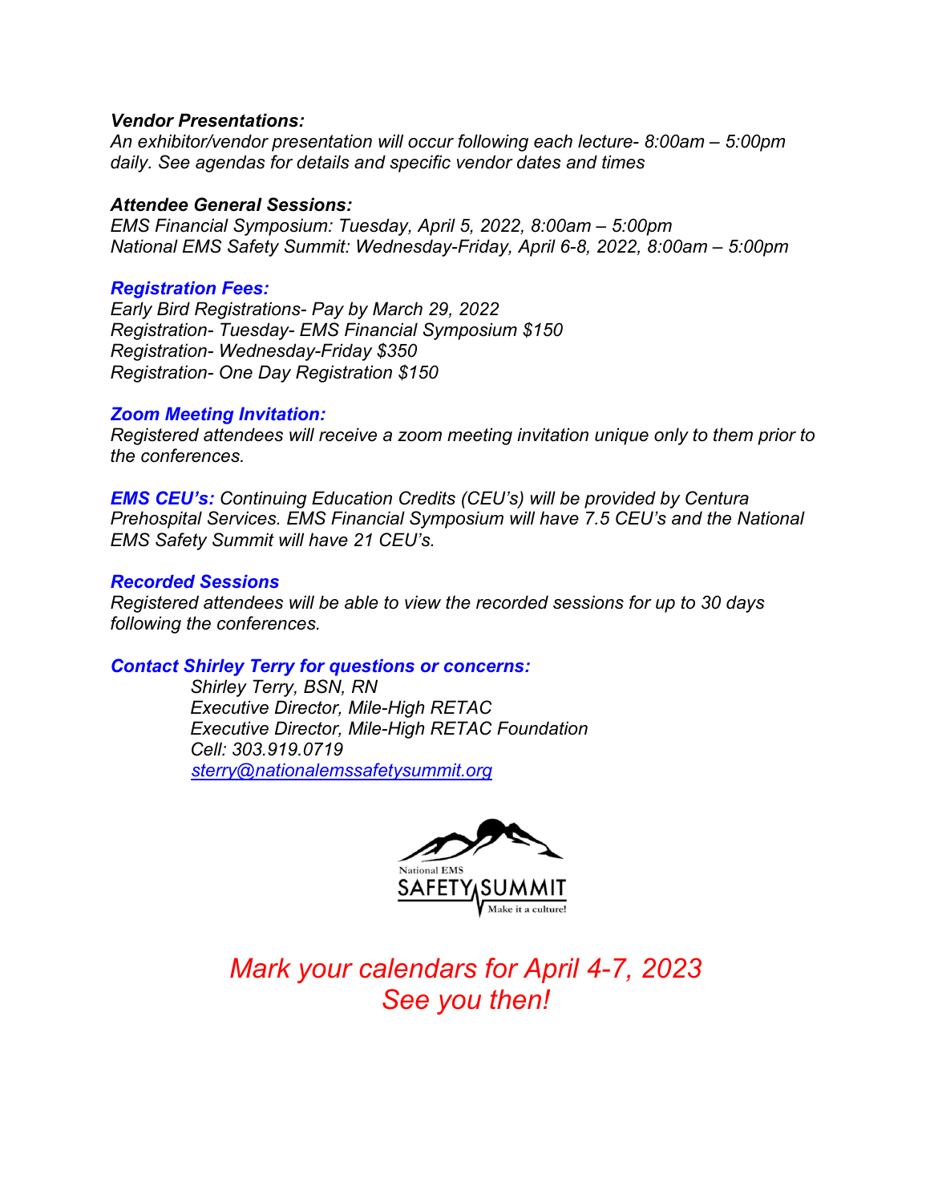***Vendor Presentations:***
*An exhibitor/vendor presentation will occur following each lecture- 8:00am – 5:00pm daily. See agendas for details and specific vendor dates and times*

***Attendee General Sessions:***
*EMS Financial Symposium: Tuesday, April 5, 2022, 8:00am – 5:00pm*
*National EMS Safety Summit: Wednesday-Friday, April 6-8, 2022, 8:00am – 5:00pm*

***Registration Fees:***
*Early Bird Registrations- Pay by March 29, 2022*
*Registration- Tuesday- EMS Financial Symposium $150*
*Registration- Wednesday-Friday $350*
*Registration- One Day Registration $150*

***Zoom Meeting Invitation:***
*Registered attendees will receive a zoom meeting invitation unique only to them prior to the conferences.*

***EMS CEU's:*** *Continuing Education Credits (CEU's) will be provided by Centura Prehospital Services. EMS Financial Symposium will have 7.5 CEU's and the National EMS Safety Summit will have 21 CEU's.*

***Recorded Sessions***
*Registered attendees will be able to view the recorded sessions for up to 30 days following the conferences.*

***Contact Shirley Terry for questions or concerns:***
*Shirley Terry, BSN, RN*
*Executive Director, Mile-High RETAC*
*Executive Director, Mile-High RETAC Foundation*
*Cell: 303.919.0719*
*sterry@nationalemssafetysummit.org*

National EMS
SAFETY SUMMIT
Make it a culture!

*Mark your calendars for April 4-7, 2023*
*See you then!*